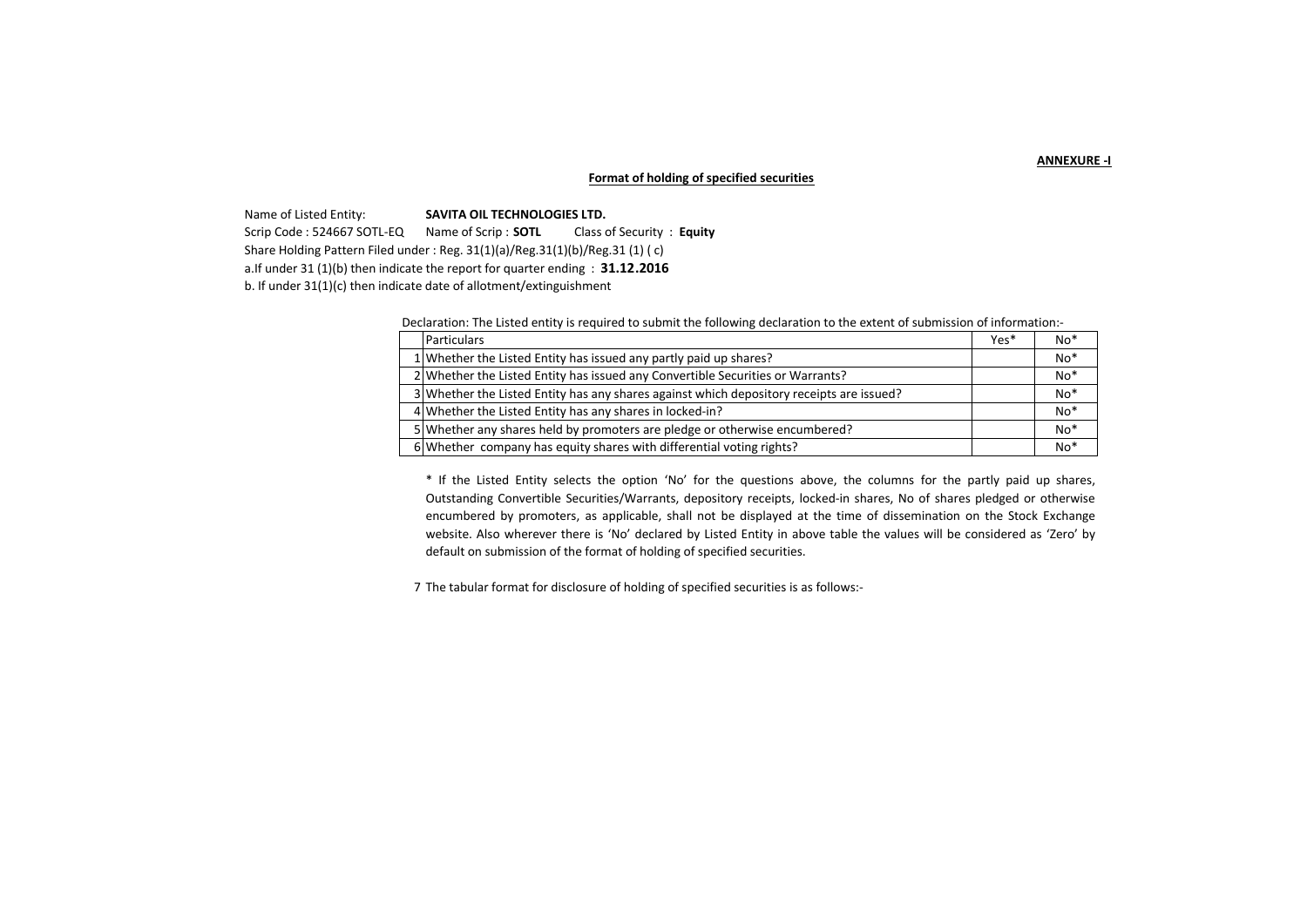**ANNEXURE -I**

**Format of holding of specified securities**

Name of Listed Entity: **SAVITA OIL TECHNOLOGIES LTD.**

Scrip Code : 524667 SOTL-EQ Name of Scrip : **SOTL** Class of Security : **Equity**

Share Holding Pattern Filed under : Reg. 31(1)(a)/Reg.31(1)(b)/Reg.31 (1) ( c)

a.If under 31 (1)(b) then indicate the report for quarter ending : **31.12.2016**

b. If under 31(1)(c) then indicate date of allotment/extinguishment

Declaration: The Listed entity is required to submit the following declaration to the extent of submission of information:-

| | Particulars | Yes* | No* |
|---|---|---|---|
| 1 | Whether the Listed Entity has issued any partly paid up shares? | | No* |
| 2 | Whether the Listed Entity has issued any Convertible Securities or Warrants? | | No* |
| 3 | Whether the Listed Entity has any shares against which depository receipts are issued? | | No* |
| 4 | Whether the Listed Entity has any shares in locked-in? | | No* |
| 5 | Whether any shares held by promoters are pledge or otherwise encumbered? | | No* |
| 6 | Whether company has equity shares with differential voting rights? | | No* |

* If the Listed Entity selects the option 'No' for the questions above, the columns for the partly paid up shares, Outstanding Convertible Securities/Warrants, depository receipts, locked-in shares, No of shares pledged or otherwise encumbered by promoters, as applicable, shall not be displayed at the time of dissemination on the Stock Exchange website. Also wherever there is 'No' declared by Listed Entity in above table the values will be considered as 'Zero' by default on submission of the format of holding of specified securities.

7 The tabular format for disclosure of holding of specified securities is as follows:-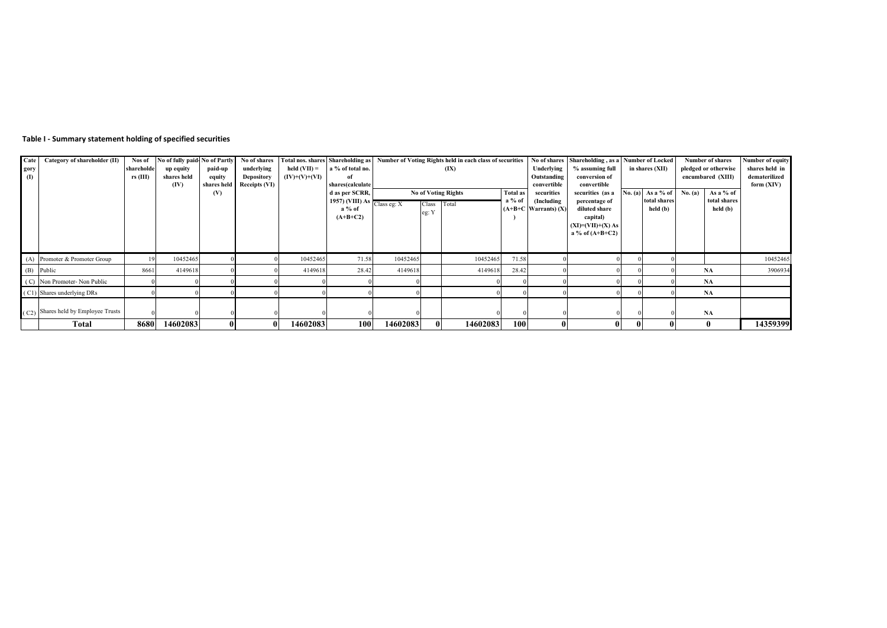## Table I - Summary statement holding of specified securities

| Category (I) | Category of shareholder (II) | Nos of shareholders (III) | No of fully paid-up equity shares held (IV) | No of Partly paid-up equity shares held (V) | No of shares underlying Depository Receipts (VI) | Total nos. shares held (VII) = (IV)+(V)+(VI) | Shareholding as a % of total no. of shares(calculated as per SCRR, 1957) (VIII) As a % of (A+B+C2) | Number of Voting Rights held in each class of securities (IX) | | | | No of shares Underlying Outstanding convertible securities (Including Warrants) (X) | Shareholding , as a % assuming full conversion of convertible securities (as a percentage of diluted share capital) (XI)=(VII)+(X) As a % of (A+B+C2) | Number of Locked in shares (XII) | | Number of shares pledged or otherwise encumbered (XIII) | | Number of equity shares held in dematerilized form (XIV) |
|---|---|---|---|---|---|---|---|---|---|---|---|---|---|---|---|---|---|---|
| | | | | | | | | No of Voting Rights | | | Total as a % of (A+B+C) | | | No. (a) | As a % of total shares held (b) | No. (a) | As a % of total shares held (b) | |
| | | | | | | | | Class eg: X | Class eg: Y | Total | | | | | | | | |
| (A) | Promoter & Promoter Group | 19 | 10452465 | 0 | 0 | 10452465 | 71.58 | 10452465 | | 10452465 | 71.58 | 0 | 0 | 0 | 0 | | | 10452465 |
| (B) | Public | 8661 | 4149618 | 0 | 0 | 4149618 | 28.42 | 4149618 | | 4149618 | 28.42 | 0 | 0 | 0 | 0 | NA | | 3906934 |
| ( C) | Non Promoter- Non Public | 0 | 0 | 0 | 0 | 0 | 0 | 0 | | 0 | 0 | 0 | 0 | 0 | 0 | NA | | |
| ( C1) | Shares underlying DRs | 0 | 0 | 0 | 0 | 0 | 0 | 0 | | 0 | 0 | 0 | 0 | 0 | 0 | NA | | |
| ( C2) | Shares held by Employee Trusts | 0 | 0 | 0 | 0 | 0 | 0 | 0 | | 0 | 0 | 0 | 0 | 0 | 0 | NA | | |
| | **Total** | **8680** | **14602083** | **0** | **0** | **14602083** | **100** | **14602083** | **0** | **14602083** | **100** | **0** | **0** | **0** | **0** | **0** | | **14359399** |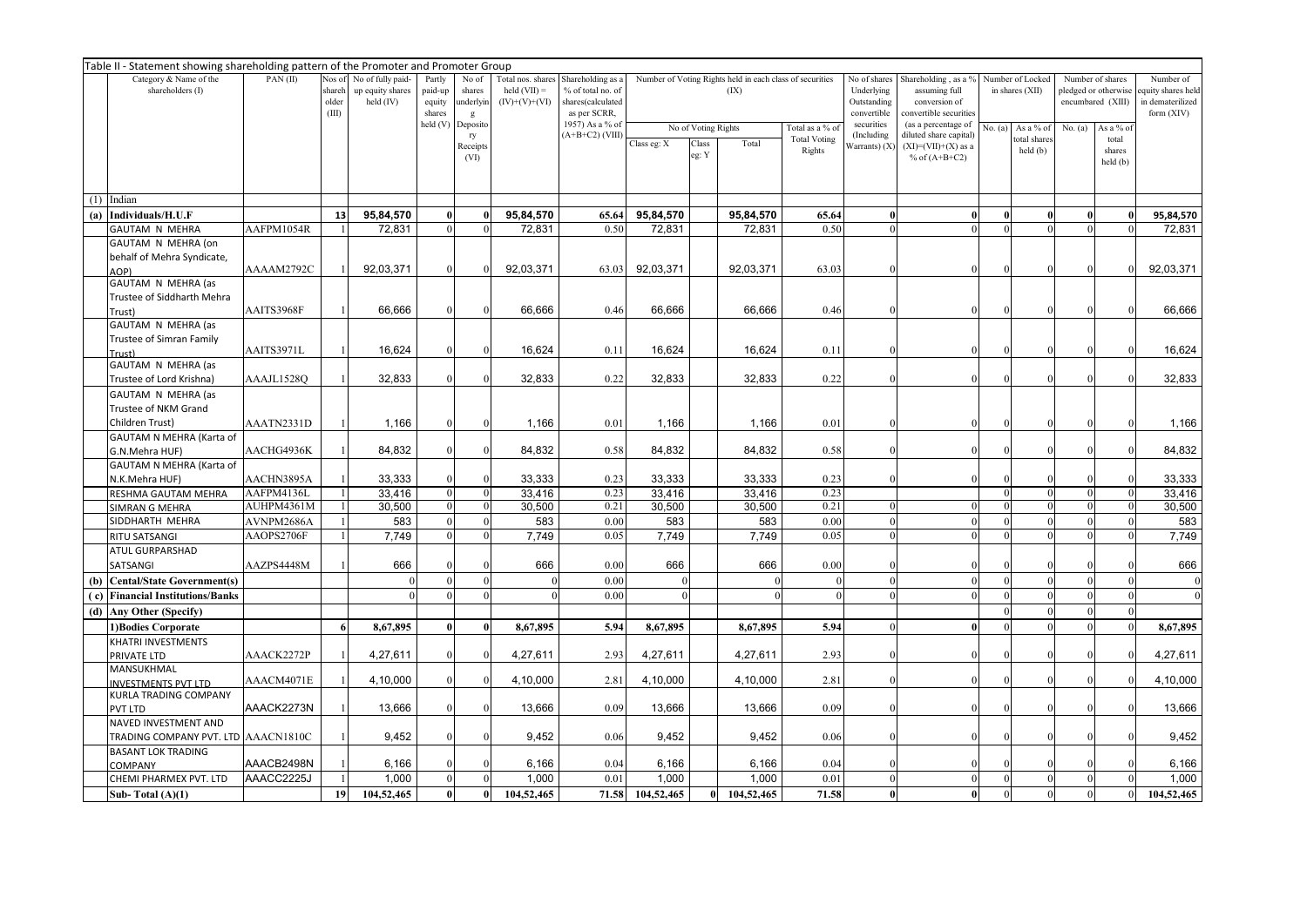Table II - Statement showing shareholding pattern of the Promoter and Promoter Group

| | Category & Name of the shareholders (I) | PAN (II) | Nos of shareholder (III) | No of fully paid-up equity shares held (IV) | Partly paid-up equity shares held (V) | No of shares underlying Depository Receipts (VI) | Total nos. shares held (VII) = (IV)+(V)+(VI) | Shareholding as a % of total no. of shares(calculated as per SCRR, 1957) As a % of (A+B+C2) (VIII) | Number of Voting Rights held in each class of securities (IX) | | | | No of shares Underlying Outstanding convertible securities (Including Warrants) (X) | Shareholding , as a % assuming full conversion of convertible securities (as a percentage of diluted share capital) (XI)=(VII)+(X) as a % of (A+B+C2) | Number of Locked in shares (XII) | | Number of shares pledged or otherwise encumbared (XIII) | | Number of equity shares held in dematerilized form (XIV) |
|---|---|---|---|---|---|---|---|---|---|---|---|---|---|---|---|---|---|---|---|
| | | | | | | | | | No of Voting Rights | | | Total as a % of Total Voting Rights | | | No. (a) | As a % of total shares held (b) | No. (a) | As a % of total shares held (b) | |
| | | | | | | | | | Class eg: X | Class eg: Y | Total | | | | | | | | |
| (1) | Indian | | | | | | | | | | | | | | | | | | |
| (a) | **Individuals/H.U.F** | | **13** | **95,84,570** | **0** | **0** | **95,84,570** | **65.64** | **95,84,570** | | **95,84,570** | **65.64** | **0** | **0** | **0** | **0** | **0** | **0** | **95,84,570** |
| | GAUTAM N MEHRA | AAFPM1054R | 1 | 72,831 | 0 | 0 | 72,831 | 0.50 | 72,831 | | 72,831 | 0.50 | 0 | 0 | 0 | 0 | 0 | 0 | 72,831 |
| | GAUTAM N MEHRA (on behalf of Mehra Syndicate, AOP) | AAAAM2792C | 1 | 92,03,371 | 0 | 0 | 92,03,371 | 63.03 | 92,03,371 | | 92,03,371 | 63.03 | 0 | 0 | 0 | 0 | 0 | 0 | 92,03,371 |
| | GAUTAM N MEHRA (as Trustee of Siddharth Mehra Trust) | AAITS3968F | 1 | 66,666 | 0 | 0 | 66,666 | 0.46 | 66,666 | | 66,666 | 0.46 | 0 | 0 | 0 | 0 | 0 | 0 | 66,666 |
| | GAUTAM N MEHRA (as Trustee of Simran Family Trust) | AAITS3971L | 1 | 16,624 | 0 | 0 | 16,624 | 0.11 | 16,624 | | 16,624 | 0.11 | 0 | 0 | 0 | 0 | 0 | 0 | 16,624 |
| | GAUTAM N MEHRA (as Trustee of Lord Krishna) | AAAJL1528Q | 1 | 32,833 | 0 | 0 | 32,833 | 0.22 | 32,833 | | 32,833 | 0.22 | 0 | 0 | 0 | 0 | 0 | 0 | 32,833 |
| | GAUTAM N MEHRA (as Trustee of NKM Grand Children Trust) | AAATN2331D | 1 | 1,166 | 0 | 0 | 1,166 | 0.01 | 1,166 | | 1,166 | 0.01 | 0 | 0 | 0 | 0 | 0 | 0 | 1,166 |
| | GAUTAM N MEHRA (Karta of G.N.Mehra HUF) | AACHG4936K | 1 | 84,832 | 0 | 0 | 84,832 | 0.58 | 84,832 | | 84,832 | 0.58 | 0 | 0 | 0 | 0 | 0 | 0 | 84,832 |
| | GAUTAM N MEHRA (Karta of N.K.Mehra HUF) | AACHN3895A | 1 | 33,333 | 0 | 0 | 33,333 | 0.23 | 33,333 | | 33,333 | 0.23 | 0 | 0 | 0 | 0 | 0 | 0 | 33,333 |
| | RESHMA GAUTAM MEHRA | AAFPM4136L | 1 | 33,416 | 0 | 0 | 33,416 | 0.23 | 33,416 | | 33,416 | 0.23 | | | 0 | 0 | 0 | 0 | 33,416 |
| | SIMRAN G MEHRA | AUHPM4361M | 1 | 30,500 | 0 | 0 | 30,500 | 0.21 | 30,500 | | 30,500 | 0.21 | 0 | 0 | 0 | 0 | 0 | 0 | 30,500 |
| | SIDDHARTH MEHRA | AVNPM2686A | 1 | 583 | 0 | 0 | 583 | 0.00 | 583 | | 583 | 0.00 | 0 | 0 | 0 | 0 | 0 | 0 | 583 |
| | RITU SATSANGI | AAOPS2706F | 1 | 7,749 | 0 | 0 | 7,749 | 0.05 | 7,749 | | 7,749 | 0.05 | 0 | 0 | 0 | 0 | 0 | 0 | 7,749 |
| | ATUL GURPARSHAD SATSANGI | AAZPS4448M | 1 | 666 | 0 | 0 | 666 | 0.00 | 666 | | 666 | 0.00 | 0 | 0 | 0 | 0 | 0 | 0 | 666 |
| (b) | **Cental/State Government(s)** | | | 0 | 0 | 0 | 0 | 0.00 | 0 | | 0 | 0 | 0 | 0 | 0 | 0 | 0 | 0 | 0 |
| ( c) | **Financial Institutions/Banks** | | | 0 | 0 | 0 | 0 | 0.00 | 0 | | 0 | 0 | 0 | 0 | 0 | 0 | 0 | 0 | 0 |
| (d) | **Any Other (Specify)** | | | | | | | | | | | | | | 0 | 0 | 0 | 0 | |
| | **1)Bodies Corporate** | | **6** | **8,67,895** | **0** | **0** | **8,67,895** | **5.94** | **8,67,895** | | **8,67,895** | **5.94** | 0 | **0** | 0 | 0 | 0 | 0 | **8,67,895** |
| | KHATRI INVESTMENTS PRIVATE LTD | AAACK2272P | 1 | 4,27,611 | 0 | 0 | 4,27,611 | 2.93 | 4,27,611 | | 4,27,611 | 2.93 | 0 | 0 | 0 | 0 | 0 | 0 | 4,27,611 |
| | MANSUKHMAL INVESTMENTS PVT LTD | AAACM4071E | 1 | 4,10,000 | 0 | 0 | 4,10,000 | 2.81 | 4,10,000 | | 4,10,000 | 2.81 | 0 | 0 | 0 | 0 | 0 | 0 | 4,10,000 |
| | KURLA TRADING COMPANY PVT LTD | AAACK2273N | 1 | 13,666 | 0 | 0 | 13,666 | 0.09 | 13,666 | | 13,666 | 0.09 | 0 | 0 | 0 | 0 | 0 | 0 | 13,666 |
| | NAVED INVESTMENT AND TRADING COMPANY PVT. LTD | AAACN1810C | 1 | 9,452 | 0 | 0 | 9,452 | 0.06 | 9,452 | | 9,452 | 0.06 | 0 | 0 | 0 | 0 | 0 | 0 | 9,452 |
| | BASANT LOK TRADING COMPANY | AAACB2498N | 1 | 6,166 | 0 | 0 | 6,166 | 0.04 | 6,166 | | 6,166 | 0.04 | 0 | 0 | 0 | 0 | 0 | 0 | 6,166 |
| | CHEMI PHARMEX PVT. LTD | AAACC2225J | 1 | 1,000 | 0 | 0 | 1,000 | 0.01 | 1,000 | | 1,000 | 0.01 | 0 | 0 | 0 | 0 | 0 | 0 | 1,000 |
| | **Sub- Total (A)(1)** | | **19** | **104,52,465** | **0** | **0** | **104,52,465** | **71.58** | **104,52,465** | **0** | **104,52,465** | **71.58** | **0** | **0** | 0 | 0 | 0 | 0 | **104,52,465** |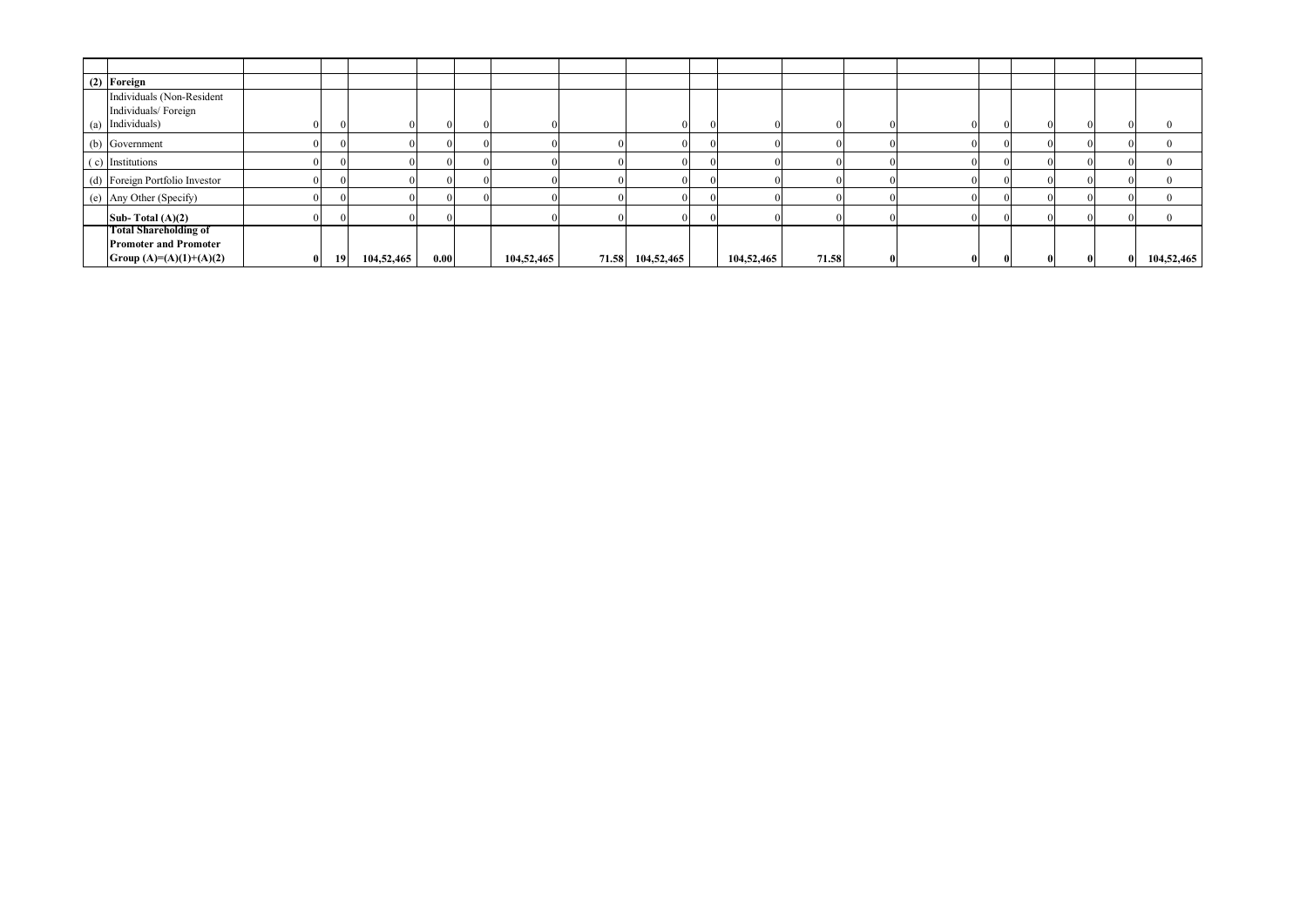| | | | | | | | | | | | | | | | | | | | |
|---|---|---|---|---|---|---|---|---|---|---|---|---|---|---|---|---|---|---|---|
| **(2)** | **Foreign** | | | | | | | | | | | | | | | | | | |
| (a) | Individuals (Non-Resident Individuals/ Foreign Individuals) | 0 | 0 | 0 | 0 | 0 | 0 | | 0 | 0 | 0 | 0 | 0 | 0 | 0 | 0 | 0 | 0 | 0 |
| (b) | Government | 0 | 0 | 0 | 0 | 0 | 0 | 0 | 0 | 0 | 0 | 0 | 0 | 0 | 0 | 0 | 0 | 0 | 0 |
| ( c) | Institutions | 0 | 0 | 0 | 0 | 0 | 0 | 0 | 0 | 0 | 0 | 0 | 0 | 0 | 0 | 0 | 0 | 0 | 0 |
| (d) | Foreign Portfolio Investor | 0 | 0 | 0 | 0 | 0 | 0 | 0 | 0 | 0 | 0 | 0 | 0 | 0 | 0 | 0 | 0 | 0 | 0 |
| (e) | Any Other (Specify) | 0 | 0 | 0 | 0 | 0 | 0 | 0 | 0 | 0 | 0 | 0 | 0 | 0 | 0 | 0 | 0 | 0 | 0 |
| | **Sub- Total (A)(2)** | 0 | 0 | 0 | 0 | | 0 | 0 | 0 | 0 | 0 | 0 | 0 | 0 | 0 | 0 | 0 | 0 | 0 |
| | **Total Shareholding of Promoter and Promoter Group (A)=(A)(1)+(A)(2)** | **0** | **19** | **104,52,465** | **0.00** | | **104,52,465** | **71.58** | **104,52,465** | | **104,52,465** | **71.58** | **0** | **0** | **0** | **0** | **0** | **0** | **104,52,465** |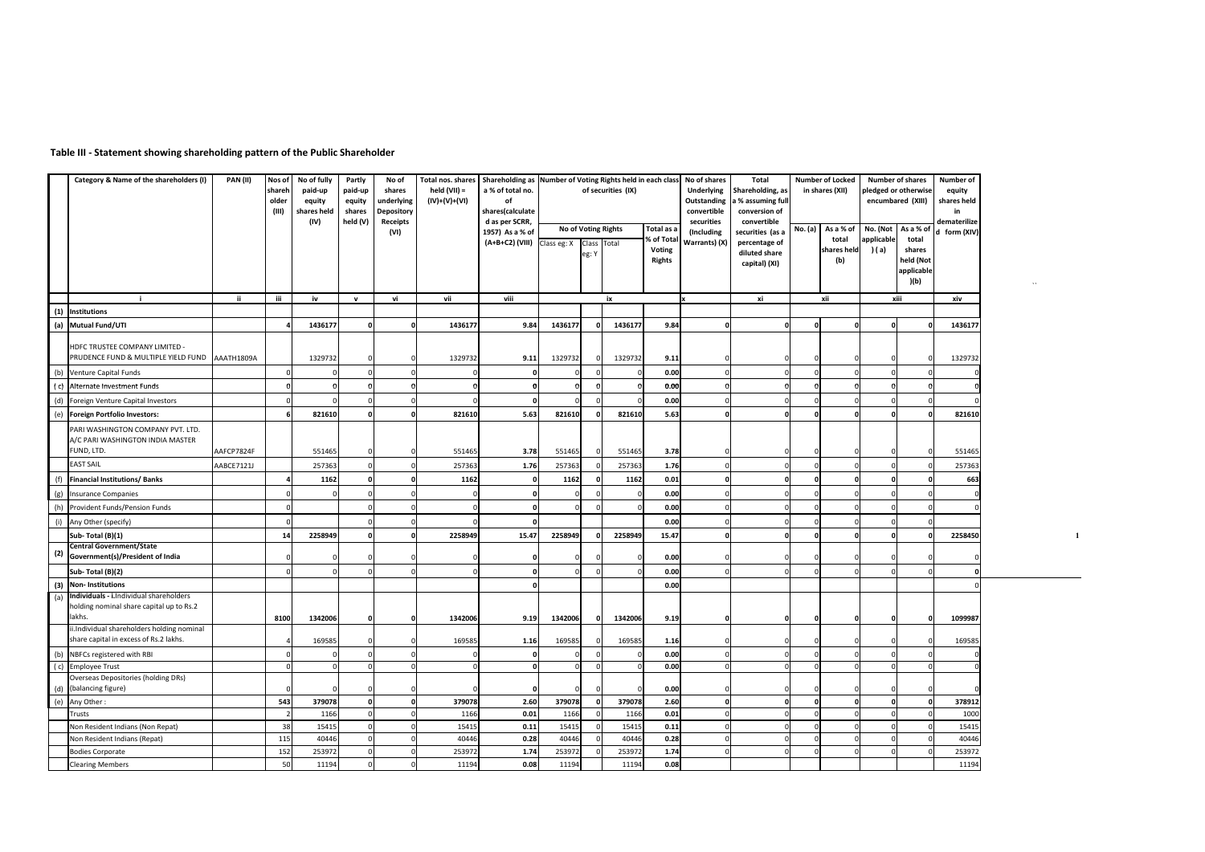## Table III - Statement showing shareholding pattern of the Public Shareholder

| | Category & Name of the shareholders (I) | PAN (II) | Nos of shareholder (III) | No of fully paid-up equity shares held (IV) | Partly paid-up equity shares held (V) | No of shares underlying Depository Receipts (VI) | Total nos. shares held (VII) = (IV)+(V)+(VI) | Shareholding as a % of total no. of shares(calculated as per SCRR, 1957) As a % of (A+B+C2) (VIII) | Number of Voting Rights held in each class of securities (IX) | | | | No of shares Underlying Outstanding convertible securities (Including Warrants) (X) | Total Shareholding, as a % assuming full conversion of convertible securities (as a percentage of diluted share capital) (XI) | Number of Locked in shares (XII) | | Number of shares pledged or otherwise encumbared (XIII) | | Number of equity shares held in dematerilized form (XIV) |
|---|---|---|---|---|---|---|---|---|---|---|---|---|---|---|---|---|---|---|---|
| | | | | | | | | | No of Voting Rights | | | Total as a % of Total Voting Rights | | | No. (a) | As a % of total shares held (b) | No. (Not applicable) (a) | As a % of total shares held (Not applicable) (b) | |
| | | | | | | | | | Class eg: X | Class eg: Y | Total | | | | | | | | |
| | i | ii | iii | iv | v | vi | vii | viii | ix | | | | x | xi | xii | | xiii | | xiv |
| (1) | **Institutions** | | | | | | | | | | | | | | | | | | |
| (a) | **Mutual Fund/UTI** | | **4** | **1436177** | **0** | **0** | **1436177** | **9.84** | **1436177** | **0** | **1436177** | **9.84** | **0** | **0** | **0** | **0** | **0** | **0** | **1436177** |
| | HDFC TRUSTEE COMPANY LIMITED - PRUDENCE FUND & MULTIPLE YIELD FUND | AAATH1809A | | 1329732 | 0 | 0 | 1329732 | **9.11** | 1329732 | 0 | 1329732 | **9.11** | 0 | 0 | 0 | 0 | 0 | 0 | 1329732 |
| (b) | Venture Capital Funds | | 0 | 0 | 0 | 0 | 0 | **0** | 0 | 0 | 0 | **0.00** | 0 | 0 | 0 | 0 | 0 | 0 | 0 |
| ( c) | Alternate Investment Funds | | 0 | 0 | 0 | 0 | 0 | **0** | 0 | 0 | 0 | **0.00** | 0 | 0 | 0 | 0 | 0 | 0 | 0 |
| (d) | Foreign Venture Capital Investors | | 0 | 0 | 0 | 0 | 0 | **0** | 0 | 0 | 0 | **0.00** | 0 | 0 | 0 | 0 | 0 | 0 | 0 |
| (e) | **Foreign Portfolio Investors:** | | **6** | **821610** | **0** | **0** | **821610** | **5.63** | **821610** | **0** | **821610** | **5.63** | **0** | **0** | **0** | **0** | **0** | **0** | **821610** |
| | PARI WASHINGTON COMPANY PVT. LTD. A/C PARI WASHINGTON INDIA MASTER FUND, LTD. | AAFCP7824F | | 551465 | 0 | 0 | 551465 | **3.78** | 551465 | 0 | 551465 | **3.78** | 0 | 0 | 0 | 0 | 0 | 0 | 551465 |
| | EAST SAIL | AABCE7121J | | 257363 | 0 | 0 | 257363 | **1.76** | 257363 | 0 | 257363 | **1.76** | 0 | 0 | 0 | 0 | 0 | 0 | 257363 |
| (f) | **Financial Institutions/ Banks** | | **4** | **1162** | **0** | **0** | **1162** | **0** | **1162** | **0** | **1162** | **0.01** | **0** | **0** | **0** | **0** | **0** | **0** | **663** |
| (g) | Insurance Companies | | 0 | 0 | 0 | 0 | 0 | **0** | 0 | 0 | 0 | **0.00** | 0 | 0 | 0 | 0 | 0 | 0 | 0 |
| (h) | Provident Funds/Pension Funds | | 0 | | 0 | 0 | 0 | **0** | 0 | 0 | 0 | **0.00** | 0 | 0 | 0 | 0 | 0 | 0 | 0 |
| (i) | Any Other (specify) | | 0 | | 0 | 0 | 0 | **0** | | | | **0.00** | 0 | 0 | 0 | 0 | 0 | 0 | |
| | **Sub- Total (B)(1)** | | **14** | **2258949** | **0** | **0** | **2258949** | **15.47** | **2258949** | **0** | **2258949** | **15.47** | **0** | **0** | **0** | **0** | **0** | **0** | **2258450** |
| (2) | **Central Government/State Government(s)/President of India** | | 0 | 0 | 0 | 0 | 0 | **0** | 0 | 0 | 0 | **0.00** | 0 | 0 | 0 | 0 | 0 | 0 | 0 |
| | **Sub- Total (B)(2)** | | 0 | 0 | 0 | 0 | 0 | **0** | 0 | 0 | 0 | **0.00** | 0 | 0 | 0 | 0 | 0 | 0 | **0** |
| (3) | **Non- Institutions** | | | | | | | **0** | | | | **0.00** | | | | | | | 0 |
| (a) | **Individuals - i.**Individual shareholders holding nominal share capital up to Rs.2 lakhs. | | **8100** | **1342006** | **0** | **0** | **1342006** | **9.19** | **1342006** | **0** | **1342006** | **9.19** | **0** | **0** | **0** | **0** | **0** | **0** | **1099987** |
| | ii.Individual shareholders holding nominal share capital in excess of Rs.2 lakhs. | | 4 | 169585 | 0 | 0 | 169585 | **1.16** | 169585 | 0 | 169585 | **1.16** | 0 | 0 | 0 | 0 | 0 | 0 | 169585 |
| (b) | NBFCs registered with RBI | | 0 | 0 | 0 | 0 | 0 | **0** | 0 | 0 | 0 | **0.00** | 0 | 0 | 0 | 0 | 0 | 0 | 0 |
| ( c) | Employee Trust | | 0 | 0 | 0 | 0 | 0 | **0** | 0 | 0 | 0 | **0.00** | 0 | 0 | 0 | 0 | 0 | 0 | 0 |
| (d) | Overseas Depositories (holding DRs) (balancing figure) | | 0 | 0 | 0 | 0 | 0 | **0** | 0 | 0 | 0 | **0.00** | 0 | 0 | 0 | 0 | 0 | 0 | 0 |
| (e) | Any Other : | | **543** | **379078** | **0** | **0** | **379078** | **2.60** | **379078** | **0** | **379078** | **2.60** | **0** | **0** | **0** | **0** | **0** | **0** | **378912** |
| | Trusts | | 2 | 1166 | 0 | 0 | 1166 | **0.01** | 1166 | 0 | 1166 | **0.01** | 0 | 0 | 0 | 0 | 0 | 0 | 1000 |
| | Non Resident Indians (Non Repat) | | 38 | 15415 | 0 | 0 | 15415 | **0.11** | 15415 | 0 | 15415 | **0.11** | 0 | 0 | 0 | 0 | 0 | 0 | 15415 |
| | Non Resident Indians (Repat) | | 115 | 40446 | 0 | 0 | 40446 | **0.28** | 40446 | 0 | 40446 | **0.28** | 0 | 0 | 0 | 0 | 0 | 0 | 40446 |
| | Bodies Corporate | | 152 | 253972 | 0 | 0 | 253972 | **1.74** | 253972 | 0 | 253972 | **1.74** | 0 | 0 | 0 | 0 | 0 | 0 | 253972 |
| | Clearing Members | | 50 | 11194 | 0 | 0 | 11194 | **0.08** | 11194 | | 11194 | **0.08** | | | | | | | 11194 |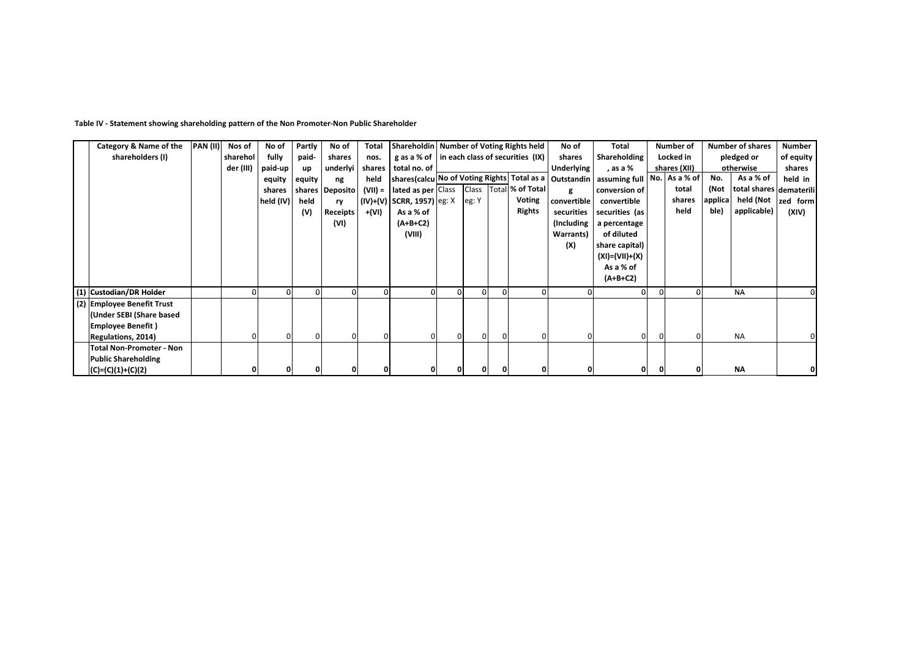**Table IV - Statement showing shareholding pattern of the Non Promoter-Non Public Shareholder**

| | Category & Name of the shareholders (I) | PAN (II) | Nos of shareholder (III) | No of fully paid-up equity shares held (IV) | Partly paid-up equity shares held (V) | No of shares underlying Depository Receipts (VI) | Total nos. shares held (VII) = (IV)+(V)+(VI) | Shareholding as a % of total no. of shares(calculated as per SCRR, 1957) As a % of (A+B+C2) (VIII) | Number of Voting Rights held in each class of securities (IX) | | | | No of shares Underlying Outstanding convertible securities (Including Warrants) (X) | Total Shareholding, as a % assuming full conversion of convertible securities (as a percentage of diluted share capital) (XI)=(VII)+(X) As a % of (A+B+C2) | Number of Locked in shares (XII) | | Number of shares pledged or otherwise | | Number of equity shares held in dematerilized form (XIV) |
|---|---|---|---|---|---|---|---|---|---|---|---|---|---|---|---|---|---|---|---|
| | | | | | | | | | No of Voting Rights | | | Total as a % of Total Voting Rights | | | No. | As a % of total shares held | No. (Not applicable) | As a % of total shares held (Not applicable) | |
| | | | | | | | | | Class eg: X | Class eg: Y | Total | | | | | | | | |
| (1) | Custodian/DR Holder | | 0 | 0 | 0 | 0 | 0 | 0 | 0 | 0 | 0 | 0 | 0 | 0 | 0 | 0 | | NA | 0 |
| (2) | Employee Benefit Trust (Under SEBI (Share based Employee Benefit ) Regulations, 2014) | | 0 | 0 | 0 | 0 | 0 | 0 | 0 | 0 | 0 | 0 | 0 | 0 | 0 | 0 | | NA | 0 |
| | **Total Non-Promoter - Non Public Shareholding (C)=(C)(1)+(C)(2)** | | **0** | **0** | **0** | **0** | **0** | **0** | **0** | **0** | **0** | **0** | **0** | **0** | **0** | **0** | | **NA** | **0** |